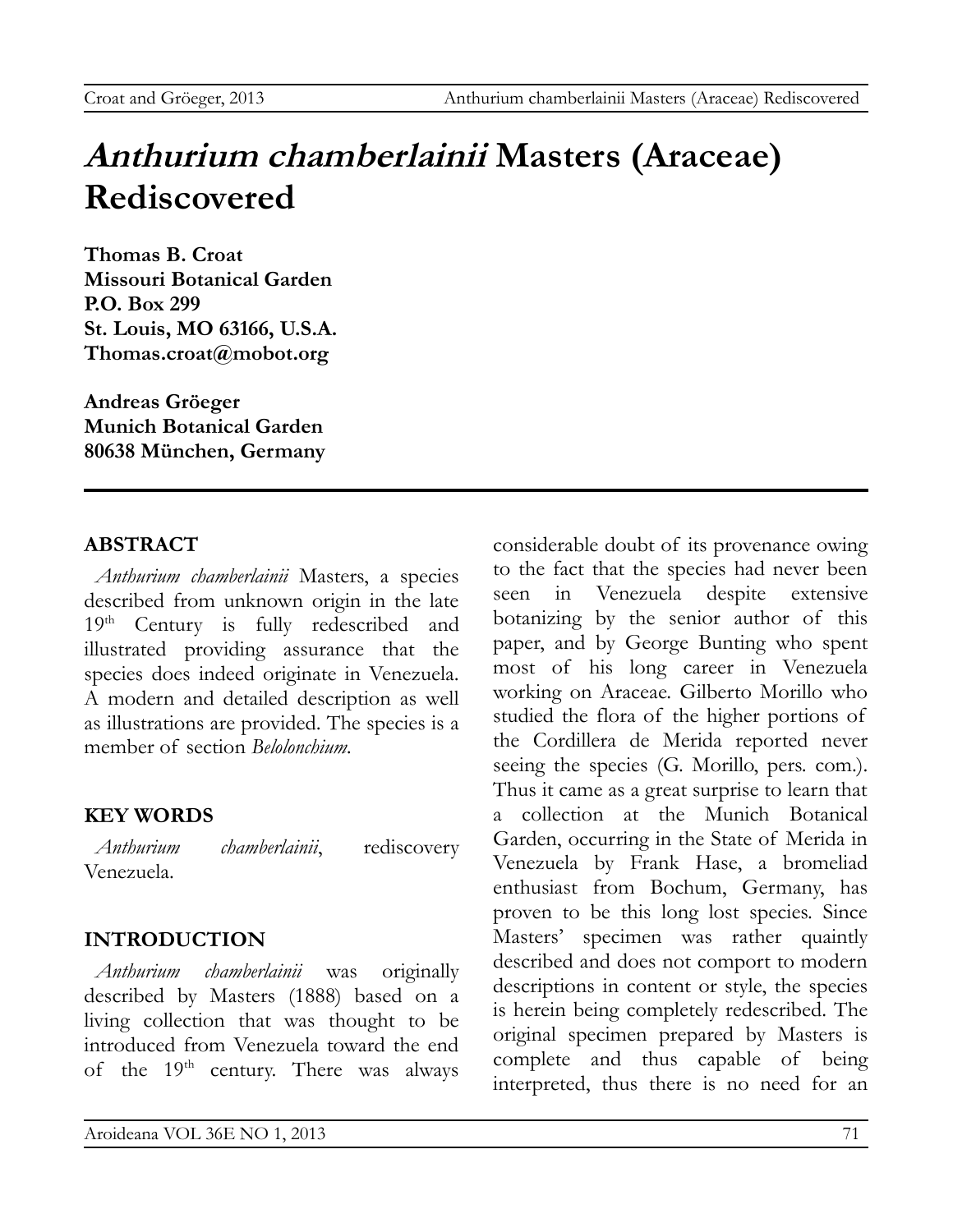# *Anthurium chamberlainii* Masters (Araceae) Rediscovered

**Thomas B. Croat**
**Missouri Botanical Garden**
**P.O. Box 299**
**St. Louis, MO 63166, U.S.A.**
**Thomas.croat@mobot.org**

**Andreas Gröeger**
**Munich Botanical Garden**
**80638 München, Germany**

## ABSTRACT

*Anthurium chamberlainii* Masters, a species described from unknown origin in the late 19th Century is fully redescribed and illustrated providing assurance that the species does indeed originate in Venezuela. A modern and detailed description as well as illustrations are provided. The species is a member of section *Belolonchium*.

## KEY WORDS

*Anthurium chamberlainii*, rediscovery Venezuela.

## INTRODUCTION

*Anthurium chamberlainii* was originally described by Masters (1888) based on a living collection that was thought to be introduced from Venezuela toward the end of the 19th century. There was always considerable doubt of its provenance owing to the fact that the species had never been seen in Venezuela despite extensive botanizing by the senior author of this paper, and by George Bunting who spent most of his long career in Venezuela working on Araceae. Gilberto Morillo who studied the flora of the higher portions of the Cordillera de Merida reported never seeing the species (G. Morillo, pers. com.). Thus it came as a great surprise to learn that a collection at the Munich Botanical Garden, occurring in the State of Merida in Venezuela by Frank Hase, a bromeliad enthusiast from Bochum, Germany, has proven to be this long lost species. Since Masters' specimen was rather quaintly described and does not comport to modern descriptions in content or style, the species is herein being completely redescribed. The original specimen prepared by Masters is complete and thus capable of being interpreted, thus there is no need for an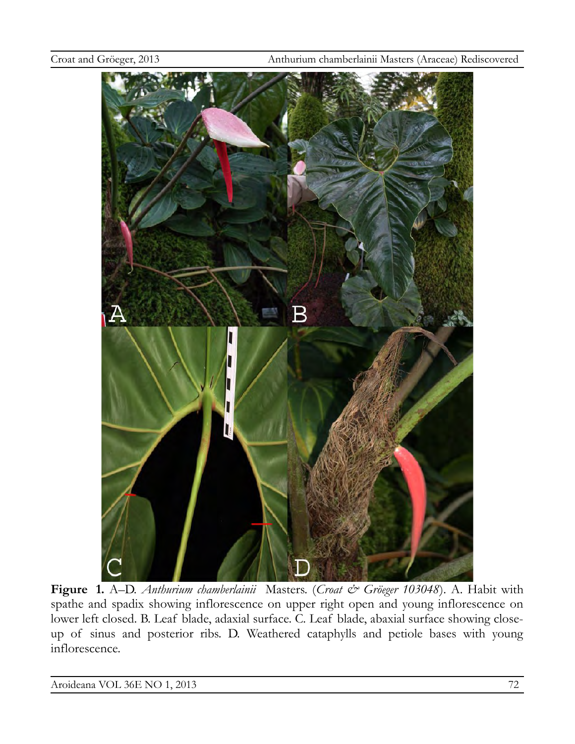**Figure 1.** A–D. *Anthurium chamberlainii* Masters. (*Croat & Gröeger 103048*). A. Habit with spathe and spadix showing inflorescence on upper right open and young inflorescence on lower left closed. B. Leaf blade, adaxial surface. C. Leaf blade, abaxial surface showing close-up of sinus and posterior ribs. D. Weathered cataphylls and petiole bases with young inflorescence.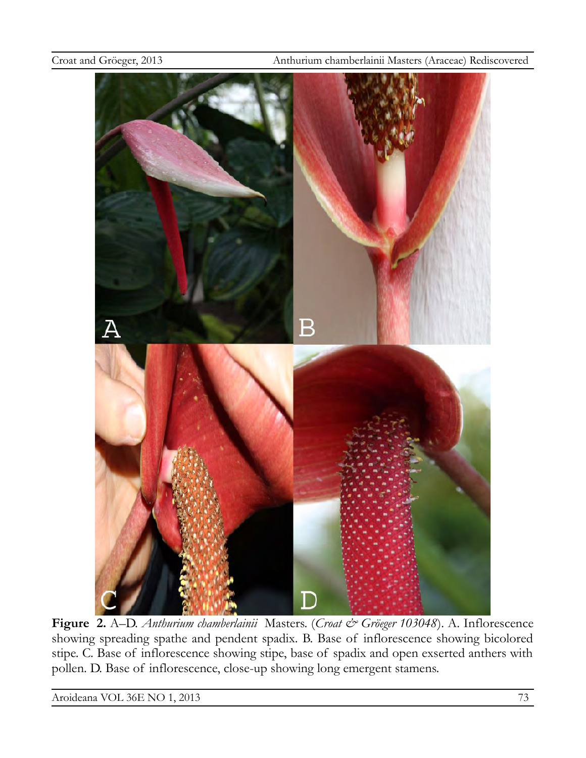**Figure 2.** A–D. *Anthurium chamberlainii* Masters. (*Croat & Gröeger 103048*). A. Inflorescence showing spreading spathe and pendent spadix. B. Base of inflorescence showing bicolored stipe. C. Base of inflorescence showing stipe, base of spadix and open exserted anthers with pollen. D. Base of inflorescence, close-up showing long emergent stamens.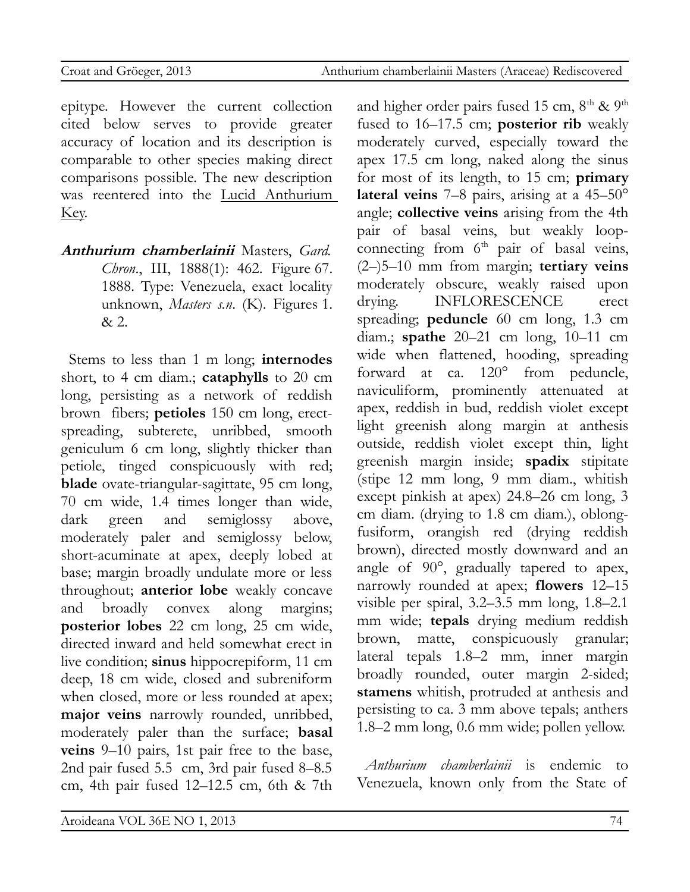epitype. However the current collection cited below serves to provide greater accuracy of location and its description is comparable to other species making direct comparisons possible. The new description was reentered into the Lucid Anthurium Key.

***Anthurium chamberlainii*** Masters, *Gard. Chron*., III, 1888(1): 462. Figure 67. 1888. Type: Venezuela, exact locality unknown, *Masters s.n.* (K). Figures 1. & 2.

Stems to less than 1 m long; **internodes** short, to 4 cm diam.; **cataphylls** to 20 cm long, persisting as a network of reddish brown fibers; **petioles** 150 cm long, erect-spreading, subterete, unribbed, smooth geniculum 6 cm long, slightly thicker than petiole, tinged conspicuously with red; **blade** ovate-triangular-sagittate, 95 cm long, 70 cm wide, 1.4 times longer than wide, dark green and semiglossy above, moderately paler and semiglossy below, short-acuminate at apex, deeply lobed at base; margin broadly undulate more or less throughout; **anterior lobe** weakly concave and broadly convex along margins; **posterior lobes** 22 cm long, 25 cm wide, directed inward and held somewhat erect in live condition; **sinus** hippocrepiform, 11 cm deep, 18 cm wide, closed and subreniform when closed, more or less rounded at apex; **major veins** narrowly rounded, unribbed, moderately paler than the surface; **basal veins** 9–10 pairs, 1st pair free to the base, 2nd pair fused 5.5 cm, 3rd pair fused 8–8.5 cm, 4th pair fused 12–12.5 cm, 6th & 7th and higher order pairs fused 15 cm, 8th & 9th fused to 16–17.5 cm; **posterior rib** weakly moderately curved, especially toward the apex 17.5 cm long, naked along the sinus for most of its length, to 15 cm; **primary lateral veins** 7–8 pairs, arising at a 45–50° angle; **collective veins** arising from the 4th pair of basal veins, but weakly loop-connecting from 6th pair of basal veins, (2–)5–10 mm from margin; **tertiary veins** moderately obscure, weakly raised upon drying. INFLORESCENCE erect spreading; **peduncle** 60 cm long, 1.3 cm diam.; **spathe** 20–21 cm long, 10–11 cm wide when flattened, hooding, spreading forward at ca. 120° from peduncle, naviculiform, prominently attenuated at apex, reddish in bud, reddish violet except light greenish along margin at anthesis outside, reddish violet except thin, light greenish margin inside; **spadix** stipitate (stipe 12 mm long, 9 mm diam., whitish except pinkish at apex) 24.8–26 cm long, 3 cm diam. (drying to 1.8 cm diam.), oblong-fusiform, orangish red (drying reddish brown), directed mostly downward and an angle of 90°, gradually tapered to apex, narrowly rounded at apex; **flowers** 12–15 visible per spiral, 3.2–3.5 mm long, 1.8–2.1 mm wide; **tepals** drying medium reddish brown, matte, conspicuously granular; lateral tepals 1.8–2 mm, inner margin broadly rounded, outer margin 2-sided; **stamens** whitish, protruded at anthesis and persisting to ca. 3 mm above tepals; anthers 1.8–2 mm long, 0.6 mm wide; pollen yellow.

*Anthurium chamberlainii* is endemic to Venezuela, known only from the State of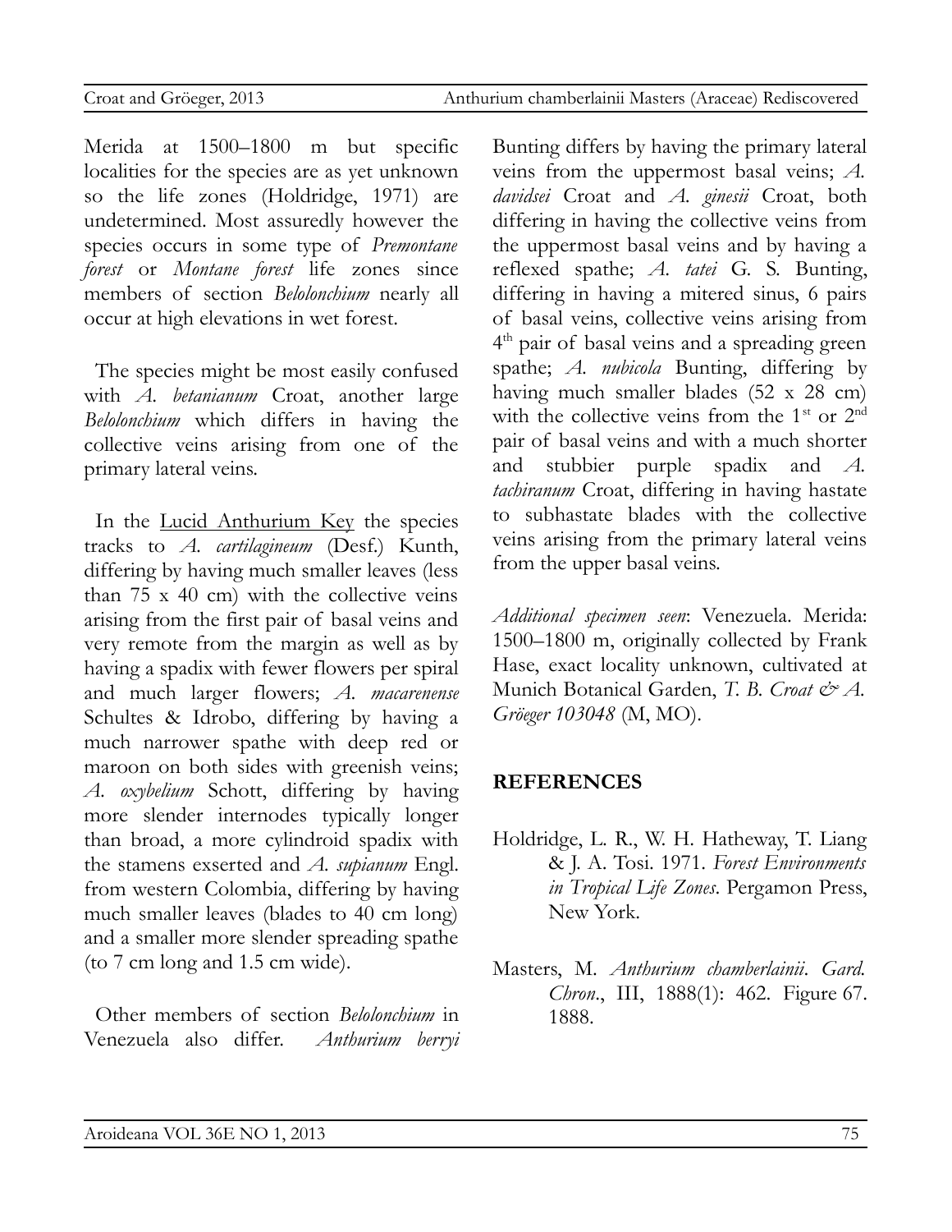Merida at 1500–1800 m but specific localities for the species are as yet unknown so the life zones (Holdridge, 1971) are undetermined. Most assuredly however the species occurs in some type of *Premontane forest* or *Montane forest* life zones since members of section *Belolonchium* nearly all occur at high elevations in wet forest.

The species might be most easily confused with *A. betanianum* Croat, another large *Belolonchium* which differs in having the collective veins arising from one of the primary lateral veins.

In the Lucid Anthurium Key the species tracks to *A. cartilagineum* (Desf.) Kunth, differing by having much smaller leaves (less than 75 x 40 cm) with the collective veins arising from the first pair of basal veins and very remote from the margin as well as by having a spadix with fewer flowers per spiral and much larger flowers; *A. macarenense* Schultes & Idrobo, differing by having a much narrower spathe with deep red or maroon on both sides with greenish veins; *A. oxybelium* Schott, differing by having more slender internodes typically longer than broad, a more cylindroid spadix with the stamens exserted and *A. supianum* Engl. from western Colombia, differing by having much smaller leaves (blades to 40 cm long) and a smaller more slender spreading spathe (to 7 cm long and 1.5 cm wide).

Other members of section *Belolonchium* in Venezuela also differ. *Anthurium berryi* Bunting differs by having the primary lateral veins from the uppermost basal veins; *A. davidsei* Croat and *A. ginesii* Croat, both differing in having the collective veins from the uppermost basal veins and by having a reflexed spathe; *A. tatei* G. S. Bunting, differing in having a mitered sinus, 6 pairs of basal veins, collective veins arising from 4th pair of basal veins and a spreading green spathe; *A. nubicola* Bunting, differing by having much smaller blades (52 x 28 cm) with the collective veins from the 1st or 2nd pair of basal veins and with a much shorter and stubbier purple spadix and *A. tachiranum* Croat, differing in having hastate to subhastate blades with the collective veins arising from the primary lateral veins from the upper basal veins.

*Additional specimen seen*: Venezuela. Merida: 1500–1800 m, originally collected by Frank Hase, exact locality unknown, cultivated at Munich Botanical Garden, *T. B. Croat & A. Gröeger 103048* (M, MO).

## REFERENCES

Holdridge, L. R., W. H. Hatheway, T. Liang & J. A. Tosi. 1971. *Forest Environments in Tropical Life Zones*. Pergamon Press, New York.

Masters, M. *Anthurium chamberlainii*. *Gard. Chron*., III, 1888(1): 462. Figure 67. 1888.